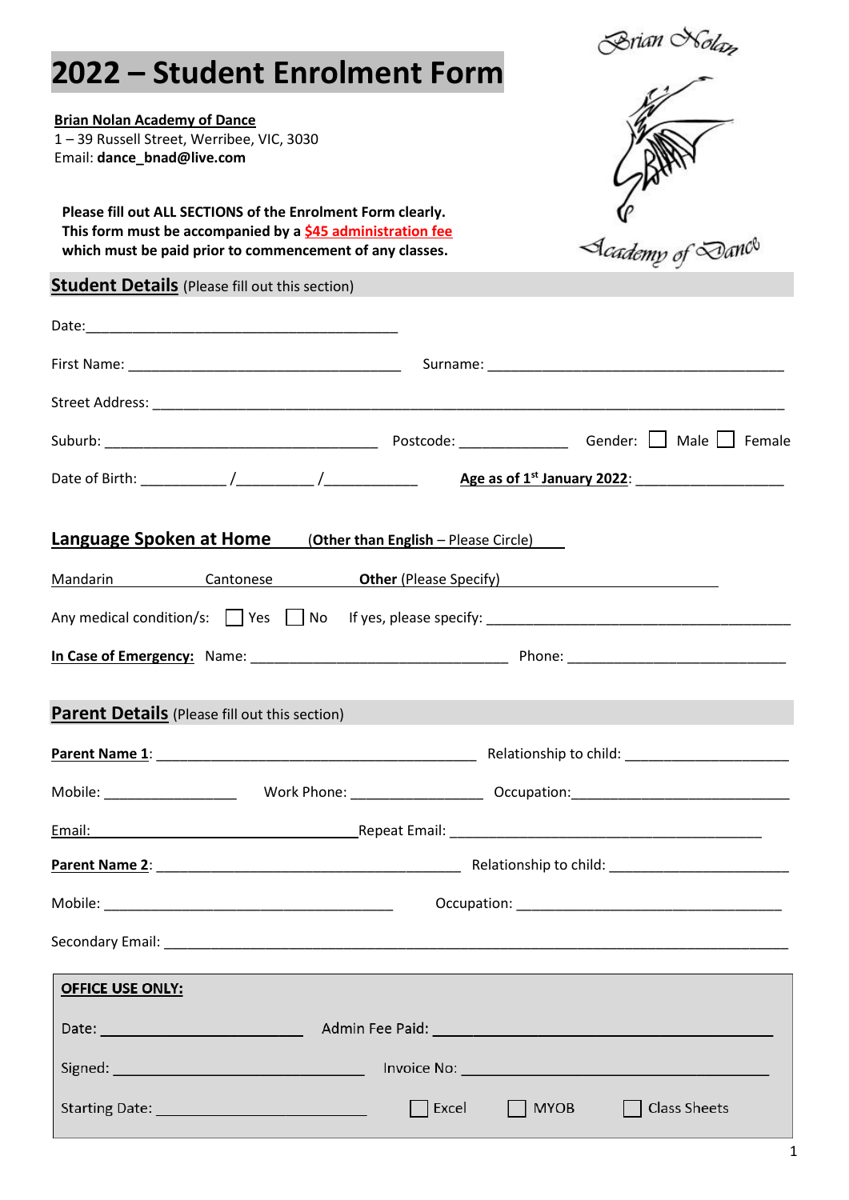# 2022 – Student Enrolment Form

Brian Nolan Academy of Dance

**Brian Nolan Academy of Dance**
1 – 39 Russell Street, Werribee, VIC, 3030
Email: **dance_bnad@live.com**

**Please fill out ALL SECTIONS of the Enrolment Form clearly.**
**This form must be accompanied by a $45 administration fee**
**which must be paid prior to commencement of any classes.**

## Student Details (Please fill out this section)

Date:__________________________________________

First Name: ___________________________________ Surname: _______________________________________

Street Address: ____________________________________________________________________________

Suburb: ____________________________________ Postcode: ______________ Gender: ☐ Male ☐ Female

Date of Birth: ___________ /__________ /____________ **Age as of 1st January 2022**: ___________________

## Language Spoken at Home (**Other than English** – Please Circle)

Mandarin Cantonese **Other** (Please Specify) ______________________________

Any medical condition/s: ☐ Yes ☐ No If yes, please specify: ________________________________________

**In Case of Emergency:** Name: _________________________________ Phone: ____________________________

## Parent Details (Please fill out this section)

**Parent Name 1**: __________________________________________ Relationship to child: _____________________

Mobile: _________________ Work Phone: _________________ Occupation:____________________________

Email: ___________________________________Repeat Email: ________________________________________

**Parent Name 2**: ______________________________________ Relationship to child: _______________________

Mobile: _____________________________________ Occupation: __________________________________

Secondary Email: ___________________________________________________________________________

**OFFICE USE ONLY:**

Date: ________________________ Admin Fee Paid: ________________________________________

Signed: ________________________________ Invoice No: ____________________________________

Starting Date: ____________________________ ☐ Excel ☐ MYOB ☐ Class Sheets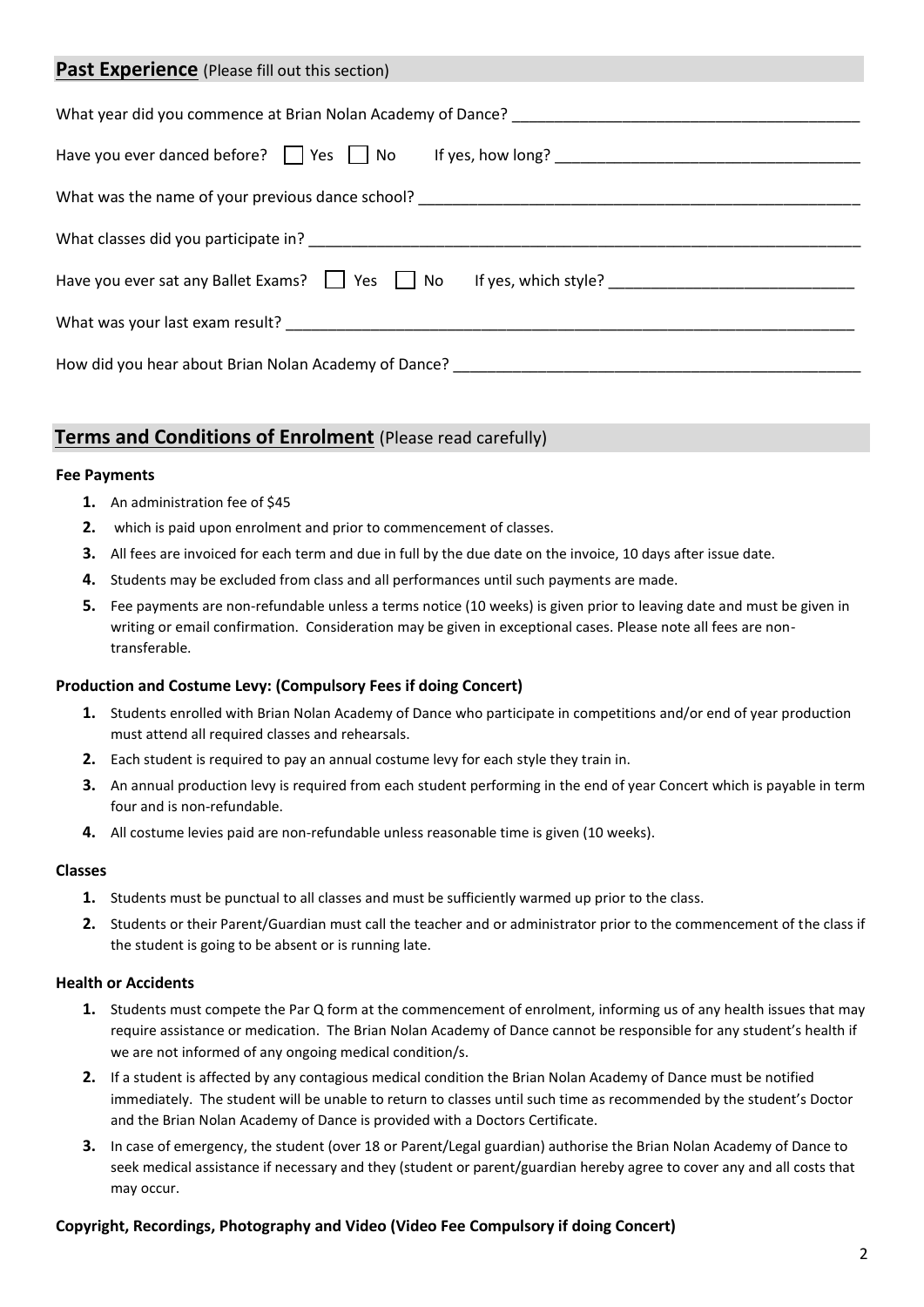## Past Experience (Please fill out this section)

What year did you commence at Brian Nolan Academy of Dance? ________________________________________

Have you ever danced before? ☐ Yes ☐ No If yes, how long? ___________________________________

What was the name of your previous dance school? ____________________________________________________

What classes did you participate in? ________________________________________________________________

Have you ever sat any Ballet Exams? ☐ Yes ☐ No If yes, which style? ____________________________

What was your last exam result? ___________________________________________________________________

How did you hear about Brian Nolan Academy of Dance? _______________________________________________

## Terms and Conditions of Enrolment (Please read carefully)

### Fee Payments

1. An administration fee of $45
2. which is paid upon enrolment and prior to commencement of classes.
3. All fees are invoiced for each term and due in full by the due date on the invoice, 10 days after issue date.
4. Students may be excluded from class and all performances until such payments are made.
5. Fee payments are non-refundable unless a terms notice (10 weeks) is given prior to leaving date and must be given in writing or email confirmation. Consideration may be given in exceptional cases. Please note all fees are non-transferable.

### Production and Costume Levy: (Compulsory Fees if doing Concert)

1. Students enrolled with Brian Nolan Academy of Dance who participate in competitions and/or end of year production must attend all required classes and rehearsals.
2. Each student is required to pay an annual costume levy for each style they train in.
3. An annual production levy is required from each student performing in the end of year Concert which is payable in term four and is non-refundable.
4. All costume levies paid are non-refundable unless reasonable time is given (10 weeks).

### Classes

1. Students must be punctual to all classes and must be sufficiently warmed up prior to the class.
2. Students or their Parent/Guardian must call the teacher and or administrator prior to the commencement of the class if the student is going to be absent or is running late.

### Health or Accidents

1. Students must compete the Par Q form at the commencement of enrolment, informing us of any health issues that may require assistance or medication. The Brian Nolan Academy of Dance cannot be responsible for any student's health if we are not informed of any ongoing medical condition/s.
2. If a student is affected by any contagious medical condition the Brian Nolan Academy of Dance must be notified immediately. The student will be unable to return to classes until such time as recommended by the student's Doctor and the Brian Nolan Academy of Dance is provided with a Doctors Certificate.
3. In case of emergency, the student (over 18 or Parent/Legal guardian) authorise the Brian Nolan Academy of Dance to seek medical assistance if necessary and they (student or parent/guardian hereby agree to cover any and all costs that may occur.

### Copyright, Recordings, Photography and Video (Video Fee Compulsory if doing Concert)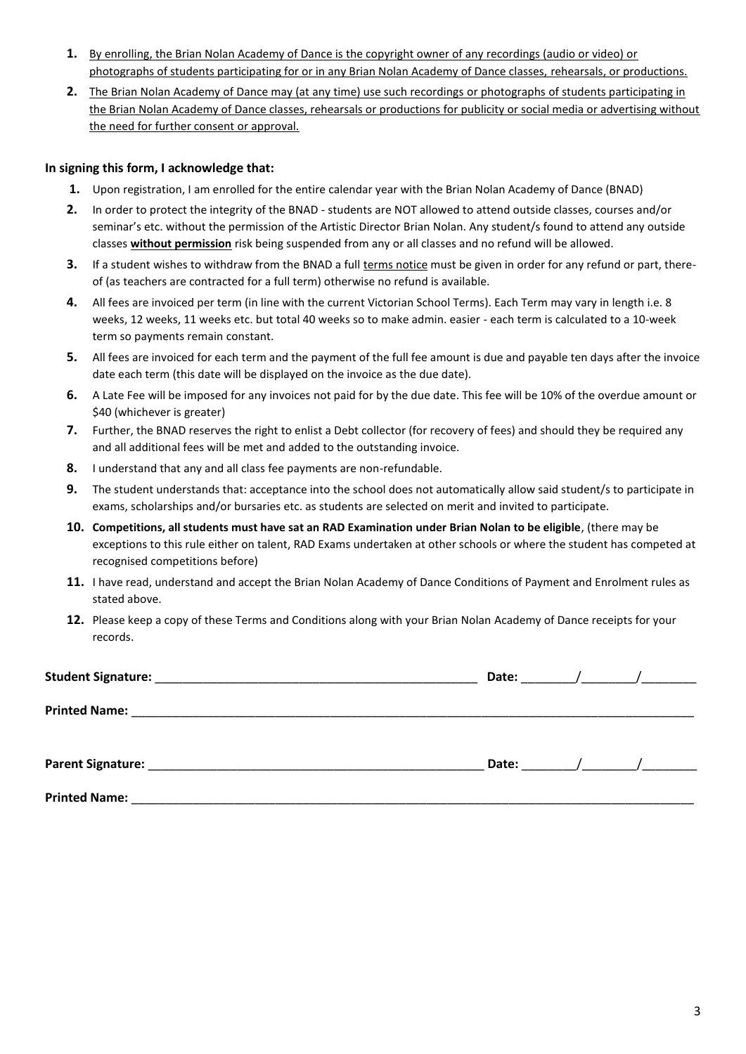1. <u>By enrolling, the Brian Nolan Academy of Dance is the copyright owner of any recordings (audio or video) or photographs of students participating for or in any Brian Nolan Academy of Dance classes, rehearsals, or productions.</u>
2. <u>The Brian Nolan Academy of Dance may (at any time) use such recordings or photographs of students participating in the Brian Nolan Academy of Dance classes, rehearsals or productions for publicity or social media or advertising without the need for further consent or approval.</u>

**In signing this form, I acknowledge that:**

1. Upon registration, I am enrolled for the entire calendar year with the Brian Nolan Academy of Dance (BNAD)
2. In order to protect the integrity of the BNAD - students are NOT allowed to attend outside classes, courses and/or seminar's etc. without the permission of the Artistic Director Brian Nolan. Any student/s found to attend any outside classes **<u>without permission</u>** risk being suspended from any or all classes and no refund will be allowed.
3. If a student wishes to withdraw from the BNAD a full <u>terms notice</u> must be given in order for any refund or part, there-of (as teachers are contracted for a full term) otherwise no refund is available.
4. All fees are invoiced per term (in line with the current Victorian School Terms). Each Term may vary in length i.e. 8 weeks, 12 weeks, 11 weeks etc. but total 40 weeks so to make admin. easier - each term is calculated to a 10-week term so payments remain constant.
5. All fees are invoiced for each term and the payment of the full fee amount is due and payable ten days after the invoice date each term (this date will be displayed on the invoice as the due date).
6. A Late Fee will be imposed for any invoices not paid for by the due date. This fee will be 10% of the overdue amount or $40 (whichever is greater)
7. Further, the BNAD reserves the right to enlist a Debt collector (for recovery of fees) and should they be required any and all additional fees will be met and added to the outstanding invoice.
8. I understand that any and all class fee payments are non-refundable.
9. The student understands that: acceptance into the school does not automatically allow said student/s to participate in exams, scholarships and/or bursaries etc. as students are selected on merit and invited to participate.
10. **Competitions, all students must have sat an RAD Examination under Brian Nolan to be eligible**, (there may be exceptions to this rule either on talent, RAD Exams undertaken at other schools or where the student has competed at recognised competitions before)
11. I have read, understand and accept the Brian Nolan Academy of Dance Conditions of Payment and Enrolment rules as stated above.
12. Please keep a copy of these Terms and Conditions along with your Brian Nolan Academy of Dance receipts for your records.

**Student Signature:** ________________________________________________ **Date:** ________/________/________

**Printed Name:** ______________________________________________________________________________________

**Parent Signature:** ___________________________________________________ **Date:** ________/________/________

**Printed Name:** ______________________________________________________________________________________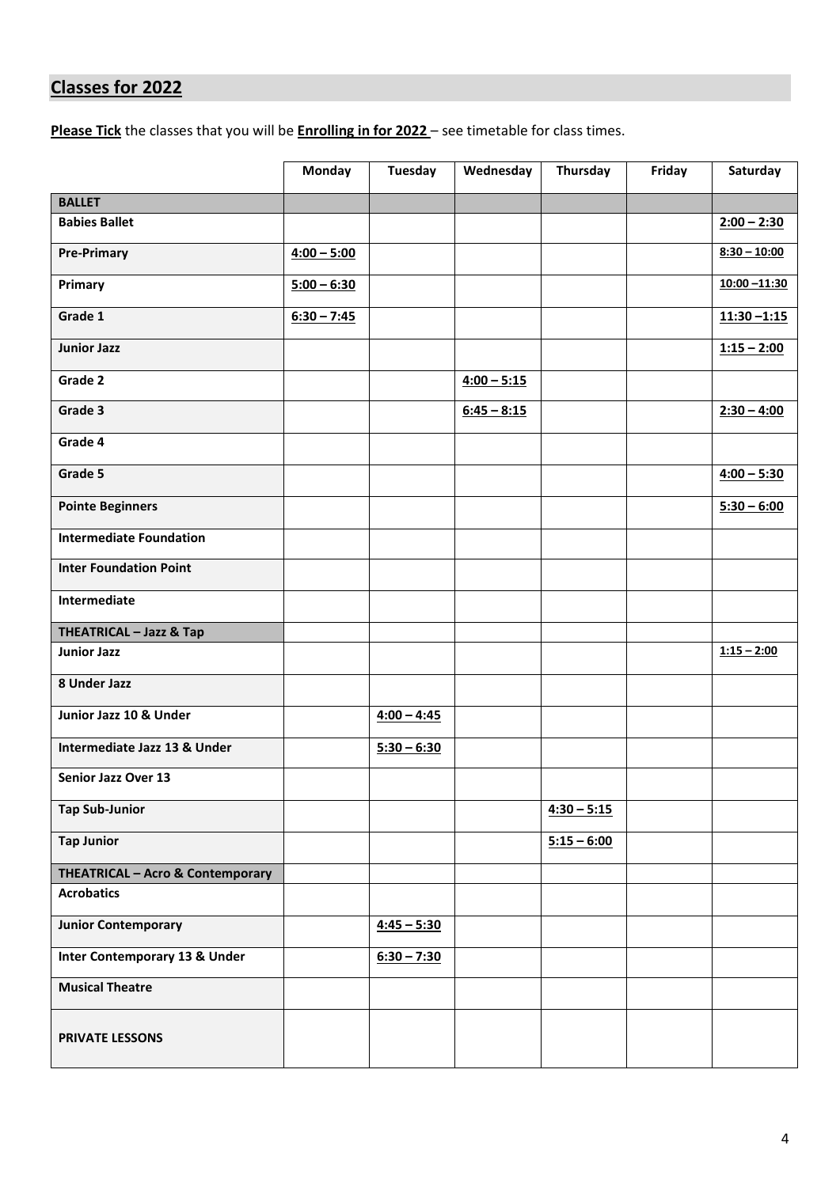## Classes for 2022

**Please Tick** the classes that you will be **Enrolling in for 2022** – see timetable for class times.

| | Monday | Tuesday | Wednesday | Thursday | Friday | Saturday |
|---|---|---|---|---|---|---|
| **BALLET** | | | | | | |
| **Babies Ballet** | | | | | | 2:00 – 2:30 |
| **Pre-Primary** | 4:00 – 5:00 | | | | | 8:30 – 10:00 |
| **Primary** | 5:00 – 6:30 | | | | | 10:00 –11:30 |
| **Grade 1** | 6:30 – 7:45 | | | | | 11:30 –1:15 |
| **Junior Jazz** | | | | | | 1:15 – 2:00 |
| **Grade 2** | | | 4:00 – 5:15 | | | |
| **Grade 3** | | | 6:45 – 8:15 | | | 2:30 – 4:00 |
| **Grade 4** | | | | | | |
| **Grade 5** | | | | | | 4:00 – 5:30 |
| **Pointe Beginners** | | | | | | 5:30 – 6:00 |
| **Intermediate Foundation** | | | | | | |
| **Inter Foundation Point** | | | | | | |
| **Intermediate** | | | | | | |
| **THEATRICAL – Jazz & Tap** | | | | | | |
| **Junior Jazz** | | | | | | 1:15 – 2:00 |
| **8 Under Jazz** | | | | | | |
| **Junior Jazz 10 & Under** | | 4:00 – 4:45 | | | | |
| **Intermediate Jazz 13 & Under** | | 5:30 – 6:30 | | | | |
| **Senior Jazz Over 13** | | | | | | |
| **Tap Sub-Junior** | | | | 4:30 – 5:15 | | |
| **Tap Junior** | | | | 5:15 – 6:00 | | |
| **THEATRICAL – Acro & Contemporary** | | | | | | |
| **Acrobatics** | | | | | | |
| **Junior Contemporary** | | 4:45 – 5:30 | | | | |
| **Inter Contemporary 13 & Under** | | 6:30 – 7:30 | | | | |
| **Musical Theatre** | | | | | | |
| **PRIVATE LESSONS** | | | | | | |